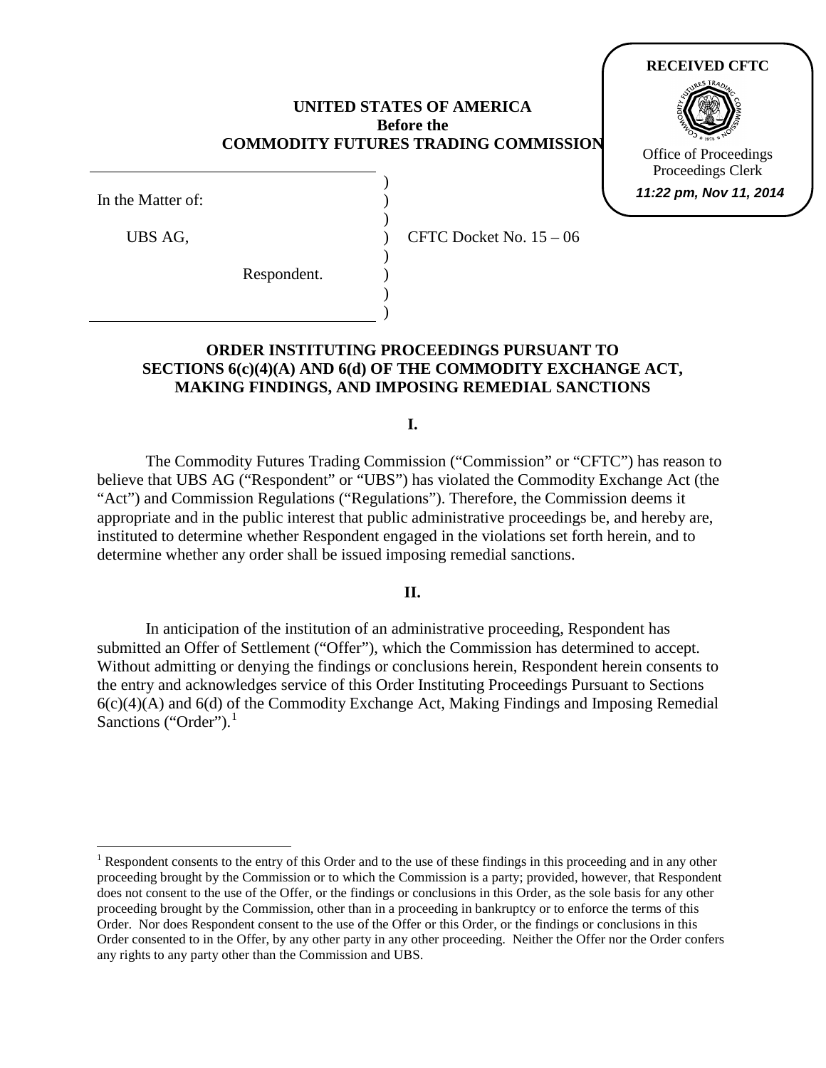RECEIVED CFTC

Office of Proceedings
Proceedings Clerk
*11:22 pm, Nov 11, 2014*

**UNITED STATES OF AMERICA**
**Before the**
**COMMODITY FUTURES TRADING COMMISSION**

In the Matter of:

UBS AG,

Respondent.

CFTC Docket No. 15 – 06

## ORDER INSTITUTING PROCEEDINGS PURSUANT TO SECTIONS 6(c)(4)(A) AND 6(d) OF THE COMMODITY EXCHANGE ACT, MAKING FINDINGS, AND IMPOSING REMEDIAL SANCTIONS

### I.

The Commodity Futures Trading Commission ("Commission" or "CFTC") has reason to believe that UBS AG ("Respondent" or "UBS") has violated the Commodity Exchange Act (the "Act") and Commission Regulations ("Regulations"). Therefore, the Commission deems it appropriate and in the public interest that public administrative proceedings be, and hereby are, instituted to determine whether Respondent engaged in the violations set forth herein, and to determine whether any order shall be issued imposing remedial sanctions.

### II.

In anticipation of the institution of an administrative proceeding, Respondent has submitted an Offer of Settlement ("Offer"), which the Commission has determined to accept. Without admitting or denying the findings or conclusions herein, Respondent herein consents to the entry and acknowledges service of this Order Instituting Proceedings Pursuant to Sections 6(c)(4)(A) and 6(d) of the Commodity Exchange Act, Making Findings and Imposing Remedial Sanctions ("Order").[1]

[1] Respondent consents to the entry of this Order and to the use of these findings in this proceeding and in any other proceeding brought by the Commission or to which the Commission is a party; provided, however, that Respondent does not consent to the use of the Offer, or the findings or conclusions in this Order, as the sole basis for any other proceeding brought by the Commission, other than in a proceeding in bankruptcy or to enforce the terms of this Order. Nor does Respondent consent to the use of the Offer or this Order, or the findings or conclusions in this Order consented to in the Offer, by any other party in any other proceeding. Neither the Offer nor the Order confers any rights to any party other than the Commission and UBS.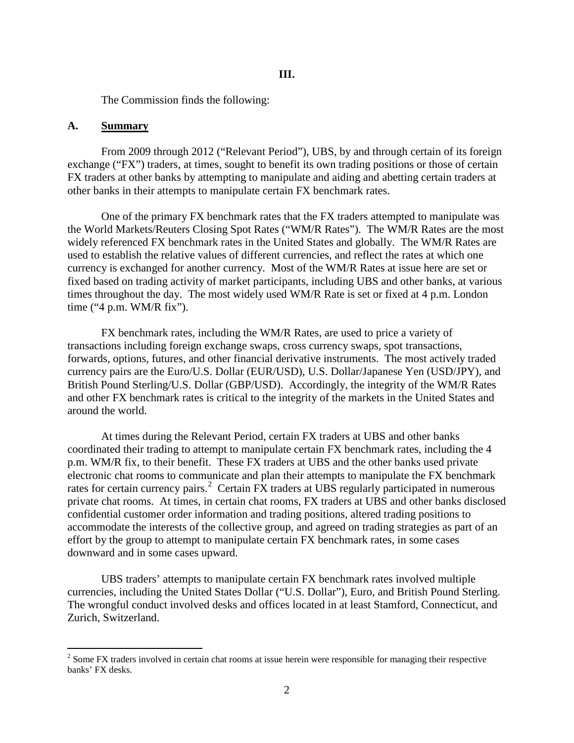## III.

The Commission finds the following:

### A. Summary

From 2009 through 2012 ("Relevant Period"), UBS, by and through certain of its foreign exchange ("FX") traders, at times, sought to benefit its own trading positions or those of certain FX traders at other banks by attempting to manipulate and aiding and abetting certain traders at other banks in their attempts to manipulate certain FX benchmark rates.

One of the primary FX benchmark rates that the FX traders attempted to manipulate was the World Markets/Reuters Closing Spot Rates ("WM/R Rates"). The WM/R Rates are the most widely referenced FX benchmark rates in the United States and globally. The WM/R Rates are used to establish the relative values of different currencies, and reflect the rates at which one currency is exchanged for another currency. Most of the WM/R Rates at issue here are set or fixed based on trading activity of market participants, including UBS and other banks, at various times throughout the day. The most widely used WM/R Rate is set or fixed at 4 p.m. London time ("4 p.m. WM/R fix").

FX benchmark rates, including the WM/R Rates, are used to price a variety of transactions including foreign exchange swaps, cross currency swaps, spot transactions, forwards, options, futures, and other financial derivative instruments. The most actively traded currency pairs are the Euro/U.S. Dollar (EUR/USD), U.S. Dollar/Japanese Yen (USD/JPY), and British Pound Sterling/U.S. Dollar (GBP/USD). Accordingly, the integrity of the WM/R Rates and other FX benchmark rates is critical to the integrity of the markets in the United States and around the world.

At times during the Relevant Period, certain FX traders at UBS and other banks coordinated their trading to attempt to manipulate certain FX benchmark rates, including the 4 p.m. WM/R fix, to their benefit. These FX traders at UBS and the other banks used private electronic chat rooms to communicate and plan their attempts to manipulate the FX benchmark rates for certain currency pairs.[2] Certain FX traders at UBS regularly participated in numerous private chat rooms. At times, in certain chat rooms, FX traders at UBS and other banks disclosed confidential customer order information and trading positions, altered trading positions to accommodate the interests of the collective group, and agreed on trading strategies as part of an effort by the group to attempt to manipulate certain FX benchmark rates, in some cases downward and in some cases upward.

UBS traders' attempts to manipulate certain FX benchmark rates involved multiple currencies, including the United States Dollar ("U.S. Dollar"), Euro, and British Pound Sterling. The wrongful conduct involved desks and offices located in at least Stamford, Connecticut, and Zurich, Switzerland.

---

[2] Some FX traders involved in certain chat rooms at issue herein were responsible for managing their respective banks' FX desks.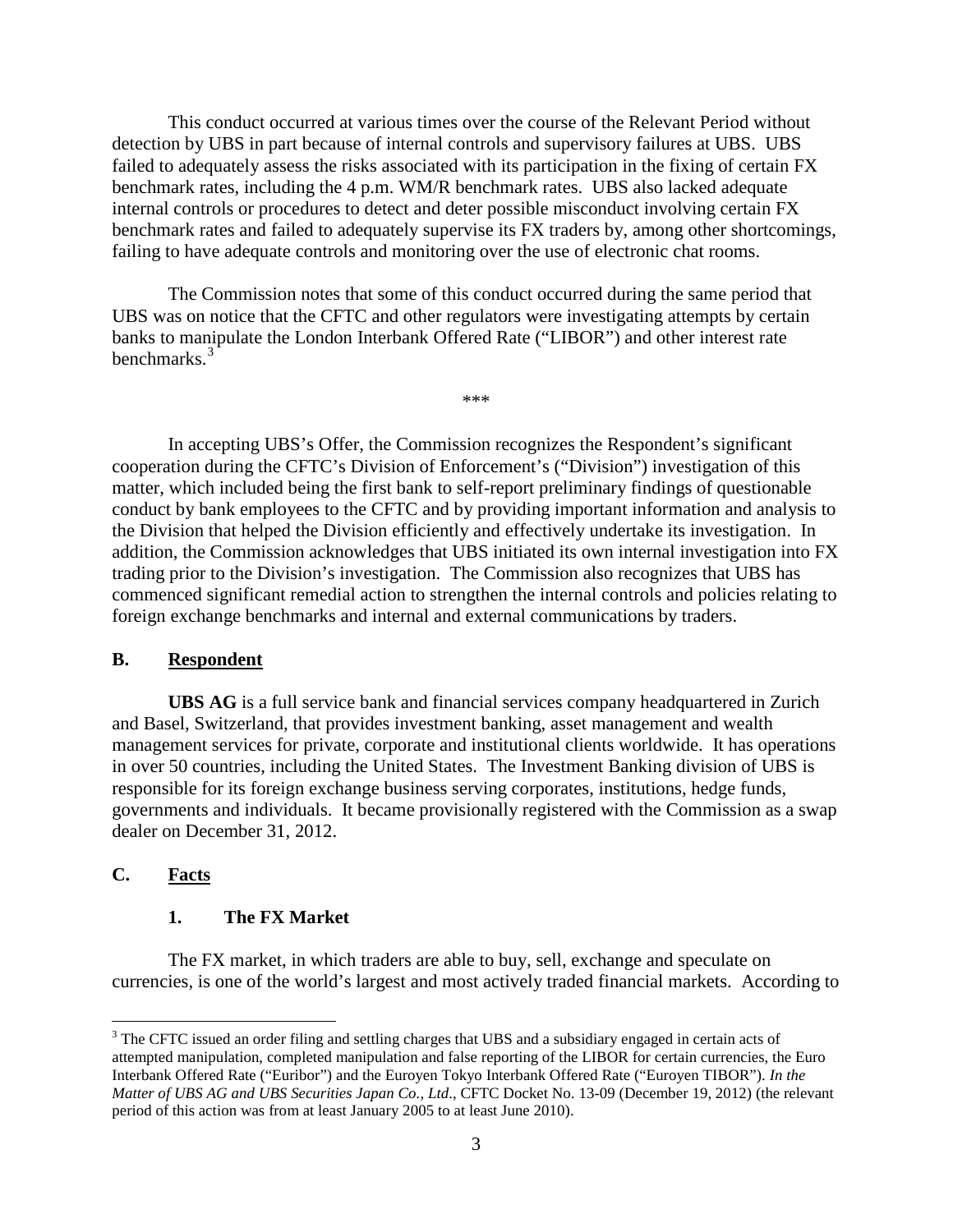This conduct occurred at various times over the course of the Relevant Period without detection by UBS in part because of internal controls and supervisory failures at UBS. UBS failed to adequately assess the risks associated with its participation in the fixing of certain FX benchmark rates, including the 4 p.m. WM/R benchmark rates. UBS also lacked adequate internal controls or procedures to detect and deter possible misconduct involving certain FX benchmark rates and failed to adequately supervise its FX traders by, among other shortcomings, failing to have adequate controls and monitoring over the use of electronic chat rooms.

The Commission notes that some of this conduct occurred during the same period that UBS was on notice that the CFTC and other regulators were investigating attempts by certain banks to manipulate the London Interbank Offered Rate ("LIBOR") and other interest rate benchmarks.[3]

\*\*\*

In accepting UBS's Offer, the Commission recognizes the Respondent's significant cooperation during the CFTC's Division of Enforcement's ("Division") investigation of this matter, which included being the first bank to self-report preliminary findings of questionable conduct by bank employees to the CFTC and by providing important information and analysis to the Division that helped the Division efficiently and effectively undertake its investigation. In addition, the Commission acknowledges that UBS initiated its own internal investigation into FX trading prior to the Division's investigation. The Commission also recognizes that UBS has commenced significant remedial action to strengthen the internal controls and policies relating to foreign exchange benchmarks and internal and external communications by traders.

## B. Respondent

**UBS AG** is a full service bank and financial services company headquartered in Zurich and Basel, Switzerland, that provides investment banking, asset management and wealth management services for private, corporate and institutional clients worldwide. It has operations in over 50 countries, including the United States. The Investment Banking division of UBS is responsible for its foreign exchange business serving corporates, institutions, hedge funds, governments and individuals. It became provisionally registered with the Commission as a swap dealer on December 31, 2012.

## C. Facts

### 1. The FX Market

The FX market, in which traders are able to buy, sell, exchange and speculate on currencies, is one of the world's largest and most actively traded financial markets. According to

---

[3] The CFTC issued an order filing and settling charges that UBS and a subsidiary engaged in certain acts of attempted manipulation, completed manipulation and false reporting of the LIBOR for certain currencies, the Euro Interbank Offered Rate ("Euribor") and the Euroyen Tokyo Interbank Offered Rate ("Euroyen TIBOR"). *In the Matter of UBS AG and UBS Securities Japan Co., Ltd*., CFTC Docket No. 13-09 (December 19, 2012) (the relevant period of this action was from at least January 2005 to at least June 2010).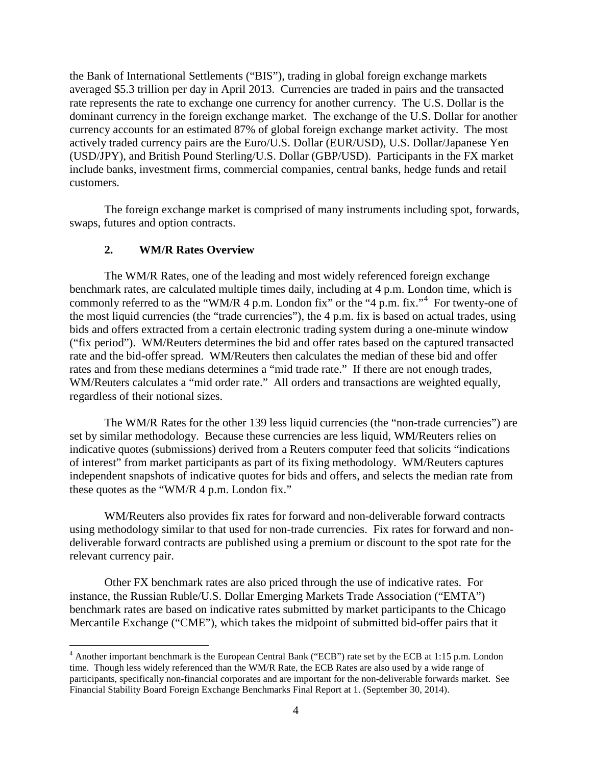the Bank of International Settlements ("BIS"), trading in global foreign exchange markets averaged $5.3 trillion per day in April 2013. Currencies are traded in pairs and the transacted rate represents the rate to exchange one currency for another currency. The U.S. Dollar is the dominant currency in the foreign exchange market. The exchange of the U.S. Dollar for another currency accounts for an estimated 87% of global foreign exchange market activity. The most actively traded currency pairs are the Euro/U.S. Dollar (EUR/USD), U.S. Dollar/Japanese Yen (USD/JPY), and British Pound Sterling/U.S. Dollar (GBP/USD). Participants in the FX market include banks, investment firms, commercial companies, central banks, hedge funds and retail customers.

The foreign exchange market is comprised of many instruments including spot, forwards, swaps, futures and option contracts.

### 2. WM/R Rates Overview

The WM/R Rates, one of the leading and most widely referenced foreign exchange benchmark rates, are calculated multiple times daily, including at 4 p.m. London time, which is commonly referred to as the "WM/R 4 p.m. London fix" or the "4 p.m. fix."[4] For twenty-one of the most liquid currencies (the "trade currencies"), the 4 p.m. fix is based on actual trades, using bids and offers extracted from a certain electronic trading system during a one-minute window ("fix period"). WM/Reuters determines the bid and offer rates based on the captured transacted rate and the bid-offer spread. WM/Reuters then calculates the median of these bid and offer rates and from these medians determines a "mid trade rate." If there are not enough trades, WM/Reuters calculates a "mid order rate." All orders and transactions are weighted equally, regardless of their notional sizes.

The WM/R Rates for the other 139 less liquid currencies (the "non-trade currencies") are set by similar methodology. Because these currencies are less liquid, WM/Reuters relies on indicative quotes (submissions) derived from a Reuters computer feed that solicits "indications of interest" from market participants as part of its fixing methodology. WM/Reuters captures independent snapshots of indicative quotes for bids and offers, and selects the median rate from these quotes as the "WM/R 4 p.m. London fix."

WM/Reuters also provides fix rates for forward and non-deliverable forward contracts using methodology similar to that used for non-trade currencies. Fix rates for forward and non-deliverable forward contracts are published using a premium or discount to the spot rate for the relevant currency pair.

Other FX benchmark rates are also priced through the use of indicative rates. For instance, the Russian Ruble/U.S. Dollar Emerging Markets Trade Association ("EMTA") benchmark rates are based on indicative rates submitted by market participants to the Chicago Mercantile Exchange ("CME"), which takes the midpoint of submitted bid-offer pairs that it

---

[4] Another important benchmark is the European Central Bank ("ECB") rate set by the ECB at 1:15 p.m. London time. Though less widely referenced than the WM/R Rate, the ECB Rates are also used by a wide range of participants, specifically non-financial corporates and are important for the non-deliverable forwards market. See Financial Stability Board Foreign Exchange Benchmarks Final Report at 1. (September 30, 2014).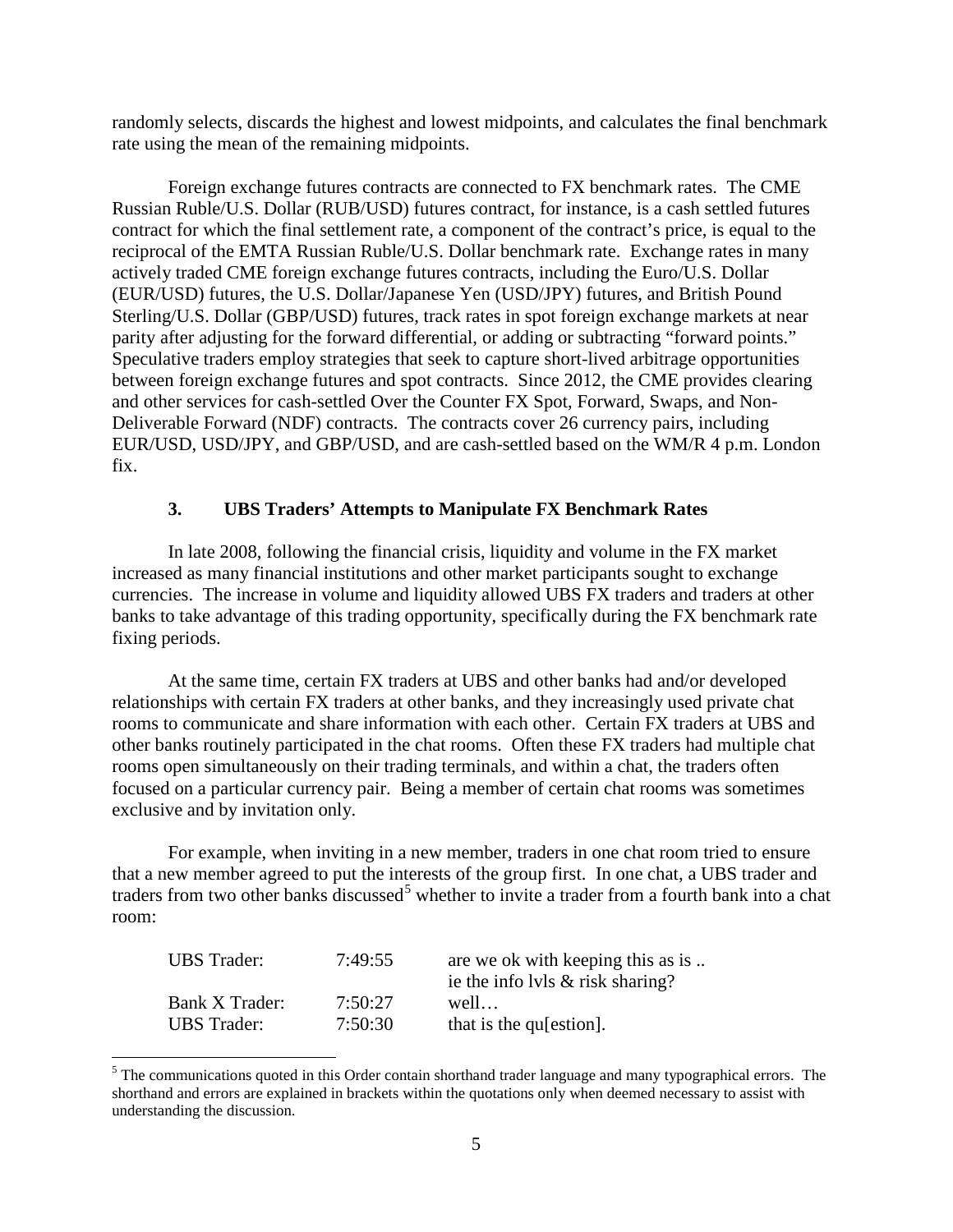randomly selects, discards the highest and lowest midpoints, and calculates the final benchmark rate using the mean of the remaining midpoints.

Foreign exchange futures contracts are connected to FX benchmark rates. The CME Russian Ruble/U.S. Dollar (RUB/USD) futures contract, for instance, is a cash settled futures contract for which the final settlement rate, a component of the contract's price, is equal to the reciprocal of the EMTA Russian Ruble/U.S. Dollar benchmark rate. Exchange rates in many actively traded CME foreign exchange futures contracts, including the Euro/U.S. Dollar (EUR/USD) futures, the U.S. Dollar/Japanese Yen (USD/JPY) futures, and British Pound Sterling/U.S. Dollar (GBP/USD) futures, track rates in spot foreign exchange markets at near parity after adjusting for the forward differential, or adding or subtracting "forward points." Speculative traders employ strategies that seek to capture short-lived arbitrage opportunities between foreign exchange futures and spot contracts. Since 2012, the CME provides clearing and other services for cash-settled Over the Counter FX Spot, Forward, Swaps, and Non-Deliverable Forward (NDF) contracts. The contracts cover 26 currency pairs, including EUR/USD, USD/JPY, and GBP/USD, and are cash-settled based on the WM/R 4 p.m. London fix.

### 3. UBS Traders' Attempts to Manipulate FX Benchmark Rates

In late 2008, following the financial crisis, liquidity and volume in the FX market increased as many financial institutions and other market participants sought to exchange currencies. The increase in volume and liquidity allowed UBS FX traders and traders at other banks to take advantage of this trading opportunity, specifically during the FX benchmark rate fixing periods.

At the same time, certain FX traders at UBS and other banks had and/or developed relationships with certain FX traders at other banks, and they increasingly used private chat rooms to communicate and share information with each other. Certain FX traders at UBS and other banks routinely participated in the chat rooms. Often these FX traders had multiple chat rooms open simultaneously on their trading terminals, and within a chat, the traders often focused on a particular currency pair. Being a member of certain chat rooms was sometimes exclusive and by invitation only.

For example, when inviting in a new member, traders in one chat room tried to ensure that a new member agreed to put the interests of the group first. In one chat, a UBS trader and traders from two other banks discussed[5] whether to invite a trader from a fourth bank into a chat room:

| | | |
|---|---|---|
| UBS Trader: | 7:49:55 | are we ok with keeping this as is .. ie the info lvls & risk sharing? |
| Bank X Trader: | 7:50:27 | well… |
| UBS Trader: | 7:50:30 | that is the qu[estion]. |

[5] The communications quoted in this Order contain shorthand trader language and many typographical errors. The shorthand and errors are explained in brackets within the quotations only when deemed necessary to assist with understanding the discussion.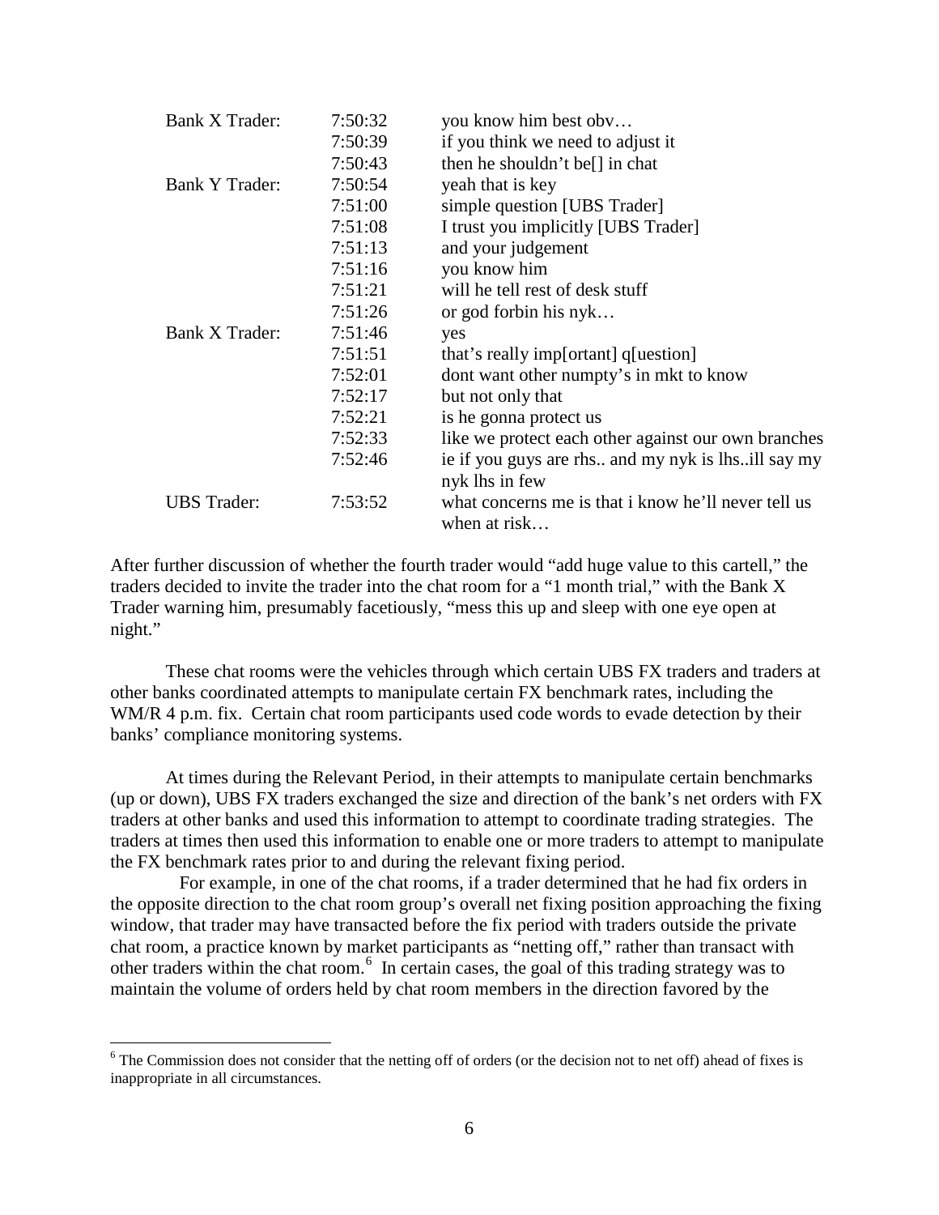| | | |
|---|---|---|
| Bank X Trader: | 7:50:32 | you know him best obv… |
| | 7:50:39 | if you think we need to adjust it |
| | 7:50:43 | then he shouldn't be[] in chat |
| Bank Y Trader: | 7:50:54 | yeah that is key |
| | 7:51:00 | simple question [UBS Trader] |
| | 7:51:08 | I trust you implicitly [UBS Trader] |
| | 7:51:13 | and your judgement |
| | 7:51:16 | you know him |
| | 7:51:21 | will he tell rest of desk stuff |
| | 7:51:26 | or god forbin his nyk… |
| Bank X Trader: | 7:51:46 | yes |
| | 7:51:51 | that's really imp[ortant] q[uestion] |
| | 7:52:01 | dont want other numpty's in mkt to know |
| | 7:52:17 | but not only that |
| | 7:52:21 | is he gonna protect us |
| | 7:52:33 | like we protect each other against our own branches |
| | 7:52:46 | ie if you guys are rhs.. and my nyk is lhs..ill say my nyk lhs in few |
| UBS Trader: | 7:53:52 | what concerns me is that i know he'll never tell us when at risk… |

After further discussion of whether the fourth trader would "add huge value to this cartell," the traders decided to invite the trader into the chat room for a "1 month trial," with the Bank X Trader warning him, presumably facetiously, "mess this up and sleep with one eye open at night."

These chat rooms were the vehicles through which certain UBS FX traders and traders at other banks coordinated attempts to manipulate certain FX benchmark rates, including the WM/R 4 p.m. fix. Certain chat room participants used code words to evade detection by their banks' compliance monitoring systems.

At times during the Relevant Period, in their attempts to manipulate certain benchmarks (up or down), UBS FX traders exchanged the size and direction of the bank's net orders with FX traders at other banks and used this information to attempt to coordinate trading strategies. The traders at times then used this information to enable one or more traders to attempt to manipulate the FX benchmark rates prior to and during the relevant fixing period.

For example, in one of the chat rooms, if a trader determined that he had fix orders in the opposite direction to the chat room group's overall net fixing position approaching the fixing window, that trader may have transacted before the fix period with traders outside the private chat room, a practice known by market participants as "netting off," rather than transact with other traders within the chat room.[6] In certain cases, the goal of this trading strategy was to maintain the volume of orders held by chat room members in the direction favored by the

[6] The Commission does not consider that the netting off of orders (or the decision not to net off) ahead of fixes is inappropriate in all circumstances.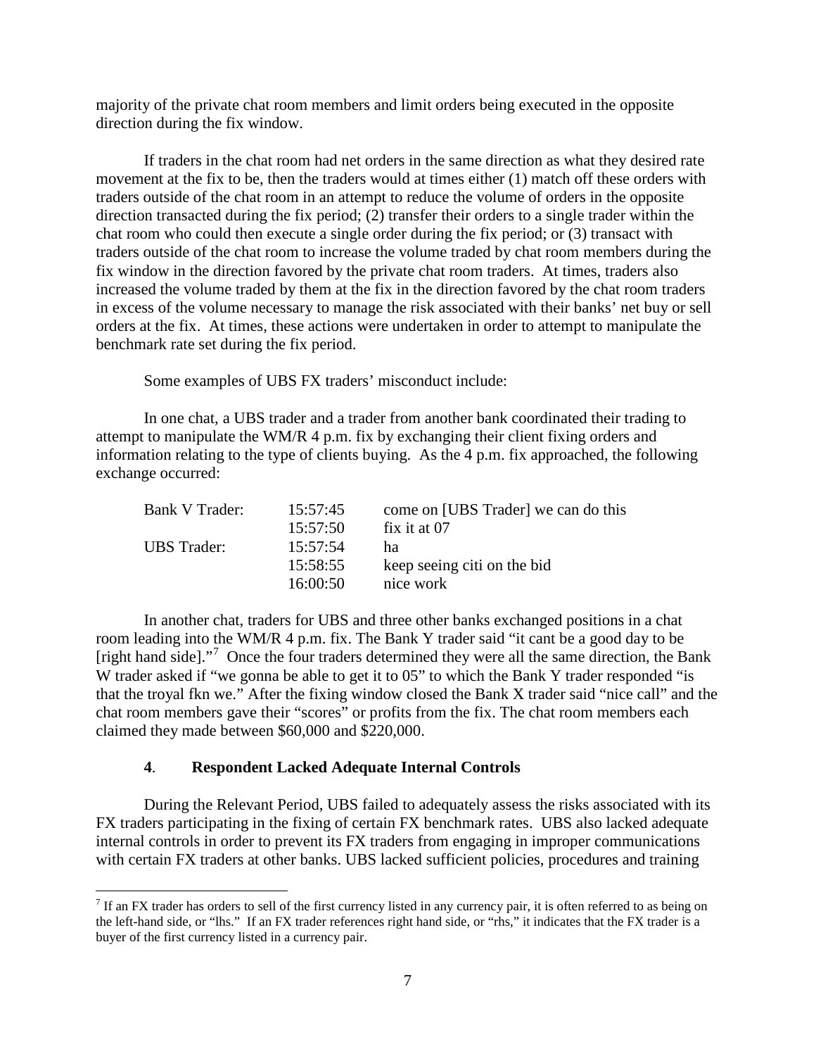majority of the private chat room members and limit orders being executed in the opposite direction during the fix window.

If traders in the chat room had net orders in the same direction as what they desired rate movement at the fix to be, then the traders would at times either (1) match off these orders with traders outside of the chat room in an attempt to reduce the volume of orders in the opposite direction transacted during the fix period; (2) transfer their orders to a single trader within the chat room who could then execute a single order during the fix period; or (3) transact with traders outside of the chat room to increase the volume traded by chat room members during the fix window in the direction favored by the private chat room traders. At times, traders also increased the volume traded by them at the fix in the direction favored by the chat room traders in excess of the volume necessary to manage the risk associated with their banks' net buy or sell orders at the fix. At times, these actions were undertaken in order to attempt to manipulate the benchmark rate set during the fix period.

Some examples of UBS FX traders' misconduct include:

In one chat, a UBS trader and a trader from another bank coordinated their trading to attempt to manipulate the WM/R 4 p.m. fix by exchanging their client fixing orders and information relating to the type of clients buying. As the 4 p.m. fix approached, the following exchange occurred:

| | | |
|---|---|---|
| Bank V Trader: | 15:57:45 | come on [UBS Trader] we can do this |
| | 15:57:50 | fix it at 07 |
| UBS Trader: | 15:57:54 | ha |
| | 15:58:55 | keep seeing citi on the bid |
| | 16:00:50 | nice work |

In another chat, traders for UBS and three other banks exchanged positions in a chat room leading into the WM/R 4 p.m. fix. The Bank Y trader said "it cant be a good day to be [right hand side]."[7] Once the four traders determined they were all the same direction, the Bank W trader asked if "we gonna be able to get it to 05" to which the Bank Y trader responded "is that the troyal fkn we." After the fixing window closed the Bank X trader said "nice call" and the chat room members gave their "scores" or profits from the fix. The chat room members each claimed they made between $60,000 and $220,000.

### 4. Respondent Lacked Adequate Internal Controls

During the Relevant Period, UBS failed to adequately assess the risks associated with its FX traders participating in the fixing of certain FX benchmark rates. UBS also lacked adequate internal controls in order to prevent its FX traders from engaging in improper communications with certain FX traders at other banks. UBS lacked sufficient policies, procedures and training

---

[7] If an FX trader has orders to sell of the first currency listed in any currency pair, it is often referred to as being on the left-hand side, or "lhs." If an FX trader references right hand side, or "rhs," it indicates that the FX trader is a buyer of the first currency listed in a currency pair.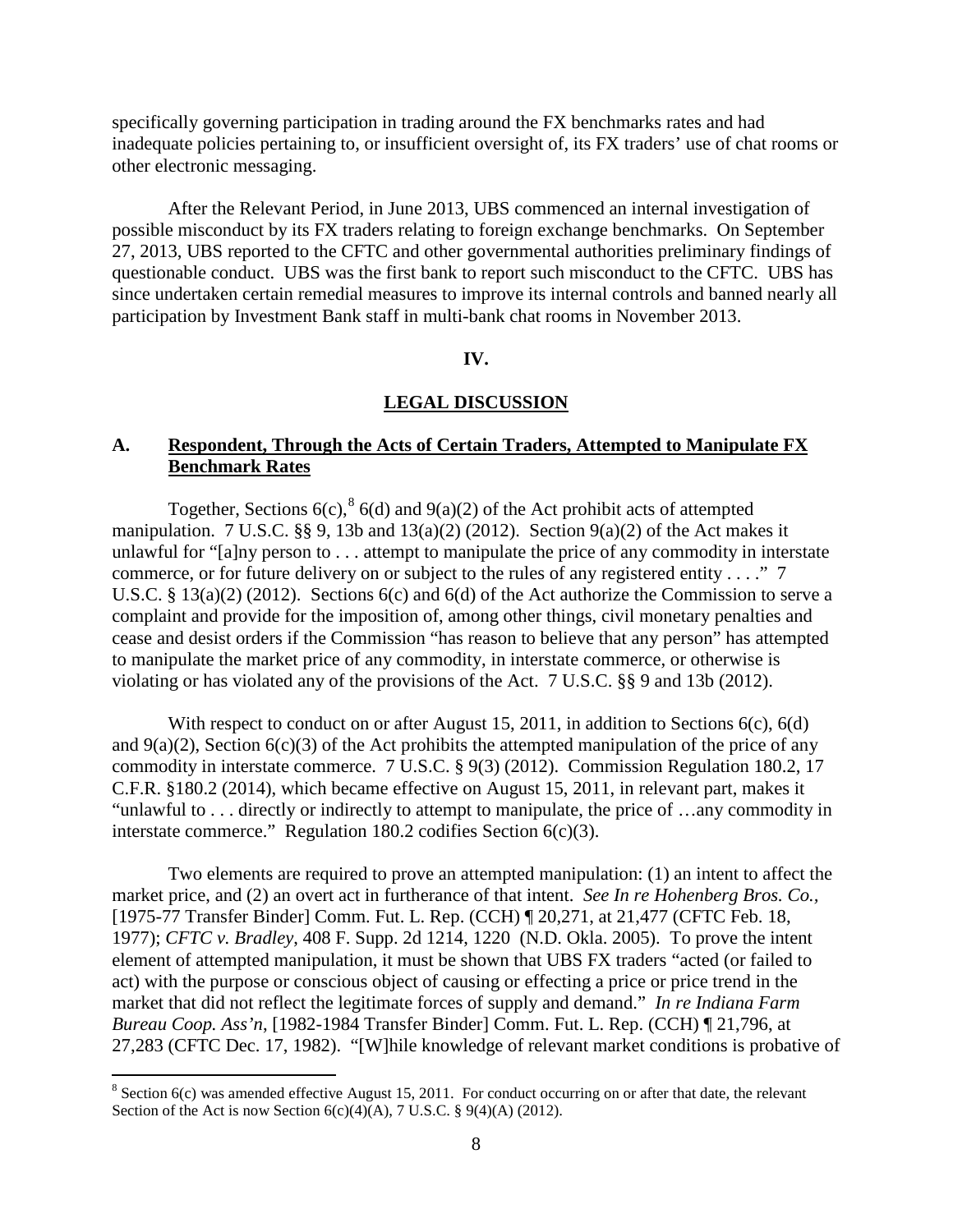specifically governing participation in trading around the FX benchmarks rates and had inadequate policies pertaining to, or insufficient oversight of, its FX traders' use of chat rooms or other electronic messaging.

After the Relevant Period, in June 2013, UBS commenced an internal investigation of possible misconduct by its FX traders relating to foreign exchange benchmarks. On September 27, 2013, UBS reported to the CFTC and other governmental authorities preliminary findings of questionable conduct. UBS was the first bank to report such misconduct to the CFTC. UBS has since undertaken certain remedial measures to improve its internal controls and banned nearly all participation by Investment Bank staff in multi-bank chat rooms in November 2013.

## IV.

## LEGAL DISCUSSION

### A. Respondent, Through the Acts of Certain Traders, Attempted to Manipulate FX Benchmark Rates

Together, Sections 6(c),[8] 6(d) and 9(a)(2) of the Act prohibit acts of attempted manipulation. 7 U.S.C. §§ 9, 13b and 13(a)(2) (2012). Section 9(a)(2) of the Act makes it unlawful for "[a]ny person to . . . attempt to manipulate the price of any commodity in interstate commerce, or for future delivery on or subject to the rules of any registered entity . . . ." 7 U.S.C. § 13(a)(2) (2012). Sections 6(c) and 6(d) of the Act authorize the Commission to serve a complaint and provide for the imposition of, among other things, civil monetary penalties and cease and desist orders if the Commission "has reason to believe that any person" has attempted to manipulate the market price of any commodity, in interstate commerce, or otherwise is violating or has violated any of the provisions of the Act. 7 U.S.C. §§ 9 and 13b (2012).

With respect to conduct on or after August 15, 2011, in addition to Sections 6(c), 6(d) and 9(a)(2), Section 6(c)(3) of the Act prohibits the attempted manipulation of the price of any commodity in interstate commerce. 7 U.S.C. § 9(3) (2012). Commission Regulation 180.2, 17 C.F.R. §180.2 (2014), which became effective on August 15, 2011, in relevant part, makes it "unlawful to . . . directly or indirectly to attempt to manipulate, the price of …any commodity in interstate commerce." Regulation 180.2 codifies Section 6(c)(3).

Two elements are required to prove an attempted manipulation: (1) an intent to affect the market price, and (2) an overt act in furtherance of that intent. *See In re Hohenberg Bros. Co.*, [1975-77 Transfer Binder] Comm. Fut. L. Rep. (CCH) ¶ 20,271, at 21,477 (CFTC Feb. 18, 1977); *CFTC v. Bradley*, 408 F. Supp. 2d 1214, 1220 (N.D. Okla. 2005). To prove the intent element of attempted manipulation, it must be shown that UBS FX traders "acted (or failed to act) with the purpose or conscious object of causing or effecting a price or price trend in the market that did not reflect the legitimate forces of supply and demand." *In re Indiana Farm Bureau Coop. Ass'n*, [1982-1984 Transfer Binder] Comm. Fut. L. Rep. (CCH) ¶ 21,796, at 27,283 (CFTC Dec. 17, 1982). "[W]hile knowledge of relevant market conditions is probative of

[8] Section 6(c) was amended effective August 15, 2011. For conduct occurring on or after that date, the relevant Section of the Act is now Section 6(c)(4)(A), 7 U.S.C. § 9(4)(A) (2012).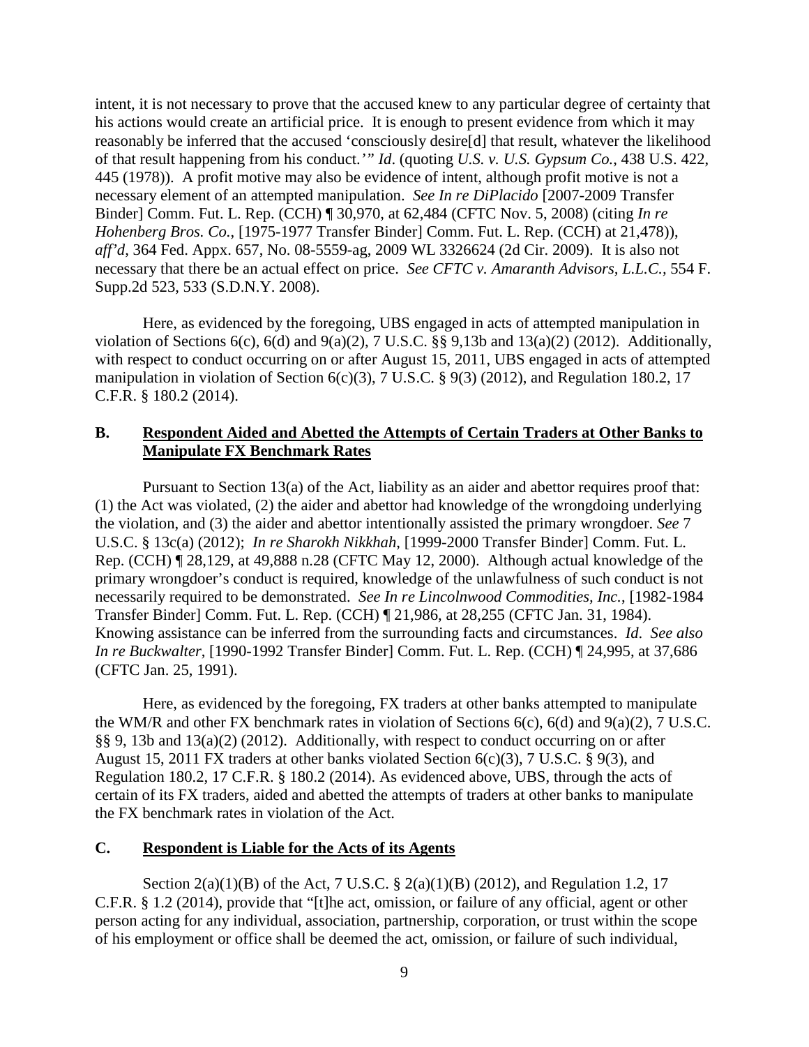intent, it is not necessary to prove that the accused knew to any particular degree of certainty that his actions would create an artificial price. It is enough to present evidence from which it may reasonably be inferred that the accused 'consciously desire[d] that result, whatever the likelihood of that result happening from his conduct.'" *Id*. (quoting *U.S. v. U.S. Gypsum Co.*, 438 U.S. 422, 445 (1978)). A profit motive may also be evidence of intent, although profit motive is not a necessary element of an attempted manipulation. *See In re DiPlacido* [2007-2009 Transfer Binder] Comm. Fut. L. Rep. (CCH) ¶ 30,970, at 62,484 (CFTC Nov. 5, 2008) (citing *In re Hohenberg Bros. Co.*, [1975-1977 Transfer Binder] Comm. Fut. L. Rep. (CCH) at 21,478)), *aff'd*, 364 Fed. Appx. 657, No. 08-5559-ag, 2009 WL 3326624 (2d Cir. 2009). It is also not necessary that there be an actual effect on price. *See CFTC v. Amaranth Advisors, L.L.C.*, 554 F. Supp.2d 523, 533 (S.D.N.Y. 2008).

Here, as evidenced by the foregoing, UBS engaged in acts of attempted manipulation in violation of Sections 6(c), 6(d) and 9(a)(2), 7 U.S.C. §§ 9,13b and 13(a)(2) (2012). Additionally, with respect to conduct occurring on or after August 15, 2011, UBS engaged in acts of attempted manipulation in violation of Section 6(c)(3), 7 U.S.C. § 9(3) (2012), and Regulation 180.2, 17 C.F.R. § 180.2 (2014).

## B. Respondent Aided and Abetted the Attempts of Certain Traders at Other Banks to Manipulate FX Benchmark Rates

Pursuant to Section 13(a) of the Act, liability as an aider and abettor requires proof that: (1) the Act was violated, (2) the aider and abettor had knowledge of the wrongdoing underlying the violation, and (3) the aider and abettor intentionally assisted the primary wrongdoer. *See* 7 U.S.C. § 13c(a) (2012); *In re Sharokh Nikkhah*, [1999-2000 Transfer Binder] Comm. Fut. L. Rep. (CCH) ¶ 28,129, at 49,888 n.28 (CFTC May 12, 2000). Although actual knowledge of the primary wrongdoer's conduct is required, knowledge of the unlawfulness of such conduct is not necessarily required to be demonstrated. *See In re Lincolnwood Commodities, Inc.*, [1982-1984 Transfer Binder] Comm. Fut. L. Rep. (CCH) ¶ 21,986, at 28,255 (CFTC Jan. 31, 1984). Knowing assistance can be inferred from the surrounding facts and circumstances. *Id*. *See also In re Buckwalter*, [1990-1992 Transfer Binder] Comm. Fut. L. Rep. (CCH) ¶ 24,995, at 37,686 (CFTC Jan. 25, 1991).

Here, as evidenced by the foregoing, FX traders at other banks attempted to manipulate the WM/R and other FX benchmark rates in violation of Sections 6(c), 6(d) and 9(a)(2), 7 U.S.C. §§ 9, 13b and 13(a)(2) (2012). Additionally, with respect to conduct occurring on or after August 15, 2011 FX traders at other banks violated Section 6(c)(3), 7 U.S.C. § 9(3), and Regulation 180.2, 17 C.F.R. § 180.2 (2014). As evidenced above, UBS, through the acts of certain of its FX traders, aided and abetted the attempts of traders at other banks to manipulate the FX benchmark rates in violation of the Act.

## C. Respondent is Liable for the Acts of its Agents

Section 2(a)(1)(B) of the Act, 7 U.S.C. § 2(a)(1)(B) (2012), and Regulation 1.2, 17 C.F.R. § 1.2 (2014), provide that "[t]he act, omission, or failure of any official, agent or other person acting for any individual, association, partnership, corporation, or trust within the scope of his employment or office shall be deemed the act, omission, or failure of such individual,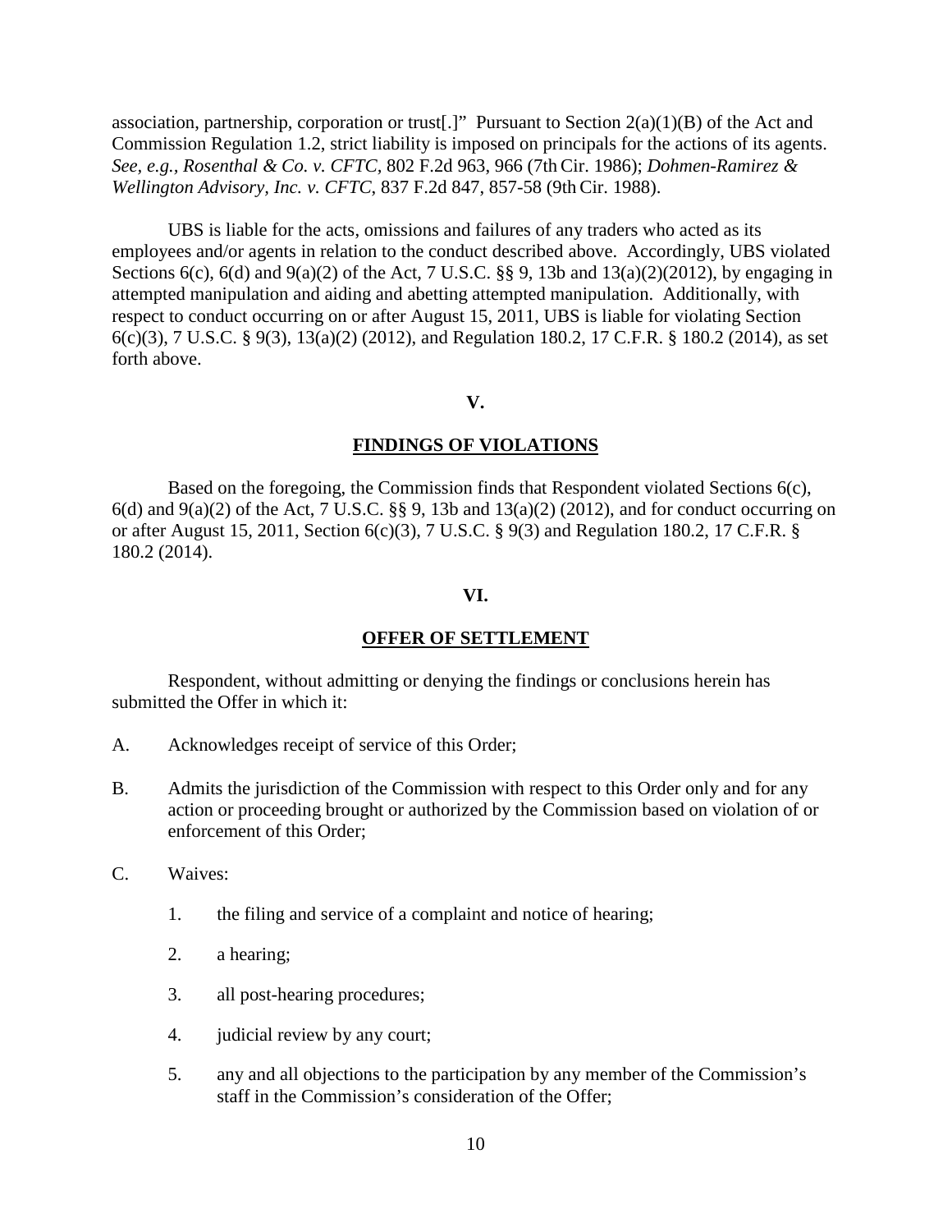association, partnership, corporation or trust[.]" Pursuant to Section 2(a)(1)(B) of the Act and Commission Regulation 1.2, strict liability is imposed on principals for the actions of its agents. *See, e.g.*, *Rosenthal & Co. v. CFTC*, 802 F.2d 963, 966 (7th Cir. 1986); *Dohmen-Ramirez & Wellington Advisory, Inc. v. CFTC*, 837 F.2d 847, 857-58 (9th Cir. 1988).

UBS is liable for the acts, omissions and failures of any traders who acted as its employees and/or agents in relation to the conduct described above. Accordingly, UBS violated Sections 6(c), 6(d) and 9(a)(2) of the Act, 7 U.S.C. §§ 9, 13b and 13(a)(2)(2012), by engaging in attempted manipulation and aiding and abetting attempted manipulation. Additionally, with respect to conduct occurring on or after August 15, 2011, UBS is liable for violating Section 6(c)(3), 7 U.S.C. § 9(3), 13(a)(2) (2012), and Regulation 180.2, 17 C.F.R. § 180.2 (2014), as set forth above.

## V.

## FINDINGS OF VIOLATIONS

Based on the foregoing, the Commission finds that Respondent violated Sections 6(c), 6(d) and 9(a)(2) of the Act, 7 U.S.C. §§ 9, 13b and 13(a)(2) (2012), and for conduct occurring on or after August 15, 2011, Section 6(c)(3), 7 U.S.C. § 9(3) and Regulation 180.2, 17 C.F.R. § 180.2 (2014).

## VI.

## OFFER OF SETTLEMENT

Respondent, without admitting or denying the findings or conclusions herein has submitted the Offer in which it:

A. Acknowledges receipt of service of this Order;

B. Admits the jurisdiction of the Commission with respect to this Order only and for any action or proceeding brought or authorized by the Commission based on violation of or enforcement of this Order;

C. Waives:

   1. the filing and service of a complaint and notice of hearing;

   2. a hearing;

   3. all post-hearing procedures;

   4. judicial review by any court;

   5. any and all objections to the participation by any member of the Commission's staff in the Commission's consideration of the Offer;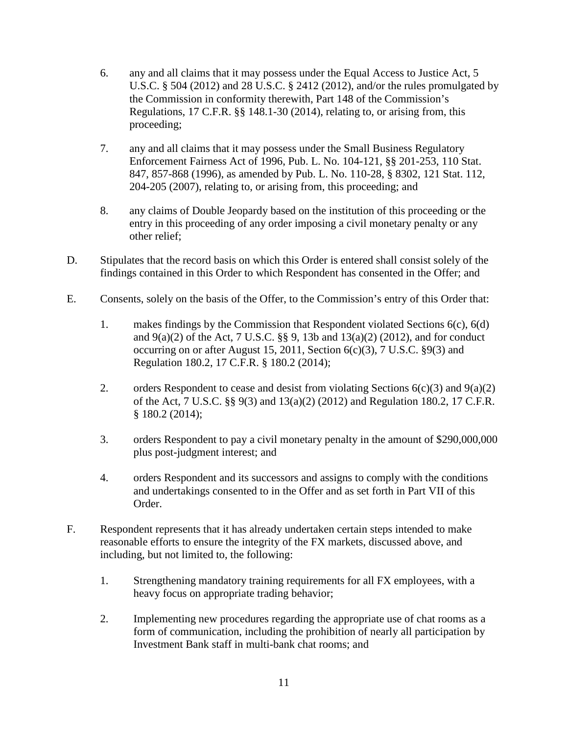6. any and all claims that it may possess under the Equal Access to Justice Act, 5 U.S.C. § 504 (2012) and 28 U.S.C. § 2412 (2012), and/or the rules promulgated by the Commission in conformity therewith, Part 148 of the Commission's Regulations, 17 C.F.R. §§ 148.1-30 (2014), relating to, or arising from, this proceeding;

7. any and all claims that it may possess under the Small Business Regulatory Enforcement Fairness Act of 1996, Pub. L. No. 104-121, §§ 201-253, 110 Stat. 847, 857-868 (1996), as amended by Pub. L. No. 110-28, § 8302, 121 Stat. 112, 204-205 (2007), relating to, or arising from, this proceeding; and

8. any claims of Double Jeopardy based on the institution of this proceeding or the entry in this proceeding of any order imposing a civil monetary penalty or any other relief;

D. Stipulates that the record basis on which this Order is entered shall consist solely of the findings contained in this Order to which Respondent has consented in the Offer; and

E. Consents, solely on the basis of the Offer, to the Commission's entry of this Order that:

1. makes findings by the Commission that Respondent violated Sections 6(c), 6(d) and 9(a)(2) of the Act, 7 U.S.C. §§ 9, 13b and 13(a)(2) (2012), and for conduct occurring on or after August 15, 2011, Section 6(c)(3), 7 U.S.C. §9(3) and Regulation 180.2, 17 C.F.R. § 180.2 (2014);

2. orders Respondent to cease and desist from violating Sections 6(c)(3) and 9(a)(2) of the Act, 7 U.S.C. §§ 9(3) and 13(a)(2) (2012) and Regulation 180.2, 17 C.F.R. § 180.2 (2014);

3. orders Respondent to pay a civil monetary penalty in the amount of $290,000,000 plus post-judgment interest; and

4. orders Respondent and its successors and assigns to comply with the conditions and undertakings consented to in the Offer and as set forth in Part VII of this Order.

F. Respondent represents that it has already undertaken certain steps intended to make reasonable efforts to ensure the integrity of the FX markets, discussed above, and including, but not limited to, the following:

1. Strengthening mandatory training requirements for all FX employees, with a heavy focus on appropriate trading behavior;

2. Implementing new procedures regarding the appropriate use of chat rooms as a form of communication, including the prohibition of nearly all participation by Investment Bank staff in multi-bank chat rooms; and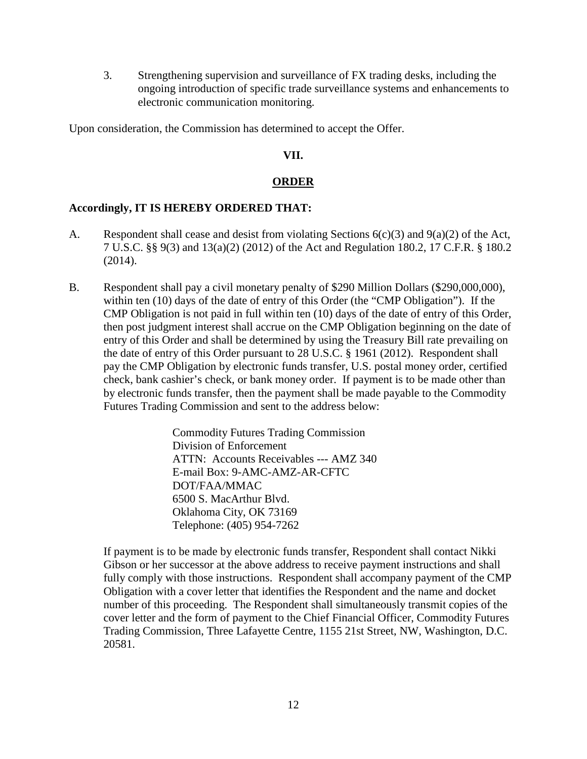3. Strengthening supervision and surveillance of FX trading desks, including the ongoing introduction of specific trade surveillance systems and enhancements to electronic communication monitoring.

Upon consideration, the Commission has determined to accept the Offer.

## VII.

## ORDER

**Accordingly, IT IS HEREBY ORDERED THAT:**

A. Respondent shall cease and desist from violating Sections 6(c)(3) and 9(a)(2) of the Act, 7 U.S.C. §§ 9(3) and 13(a)(2) (2012) of the Act and Regulation 180.2, 17 C.F.R. § 180.2 (2014).

B. Respondent shall pay a civil monetary penalty of $290 Million Dollars ($290,000,000), within ten (10) days of the date of entry of this Order (the "CMP Obligation"). If the CMP Obligation is not paid in full within ten (10) days of the date of entry of this Order, then post judgment interest shall accrue on the CMP Obligation beginning on the date of entry of this Order and shall be determined by using the Treasury Bill rate prevailing on the date of entry of this Order pursuant to 28 U.S.C. § 1961 (2012). Respondent shall pay the CMP Obligation by electronic funds transfer, U.S. postal money order, certified check, bank cashier's check, or bank money order. If payment is to be made other than by electronic funds transfer, then the payment shall be made payable to the Commodity Futures Trading Commission and sent to the address below:

   Commodity Futures Trading Commission
   Division of Enforcement
   ATTN: Accounts Receivables --- AMZ 340
   E-mail Box: 9-AMC-AMZ-AR-CFTC
   DOT/FAA/MMAC
   6500 S. MacArthur Blvd.
   Oklahoma City, OK 73169
   Telephone: (405) 954-7262

   If payment is to be made by electronic funds transfer, Respondent shall contact Nikki Gibson or her successor at the above address to receive payment instructions and shall fully comply with those instructions. Respondent shall accompany payment of the CMP Obligation with a cover letter that identifies the Respondent and the name and docket number of this proceeding. The Respondent shall simultaneously transmit copies of the cover letter and the form of payment to the Chief Financial Officer, Commodity Futures Trading Commission, Three Lafayette Centre, 1155 21st Street, NW, Washington, D.C. 20581.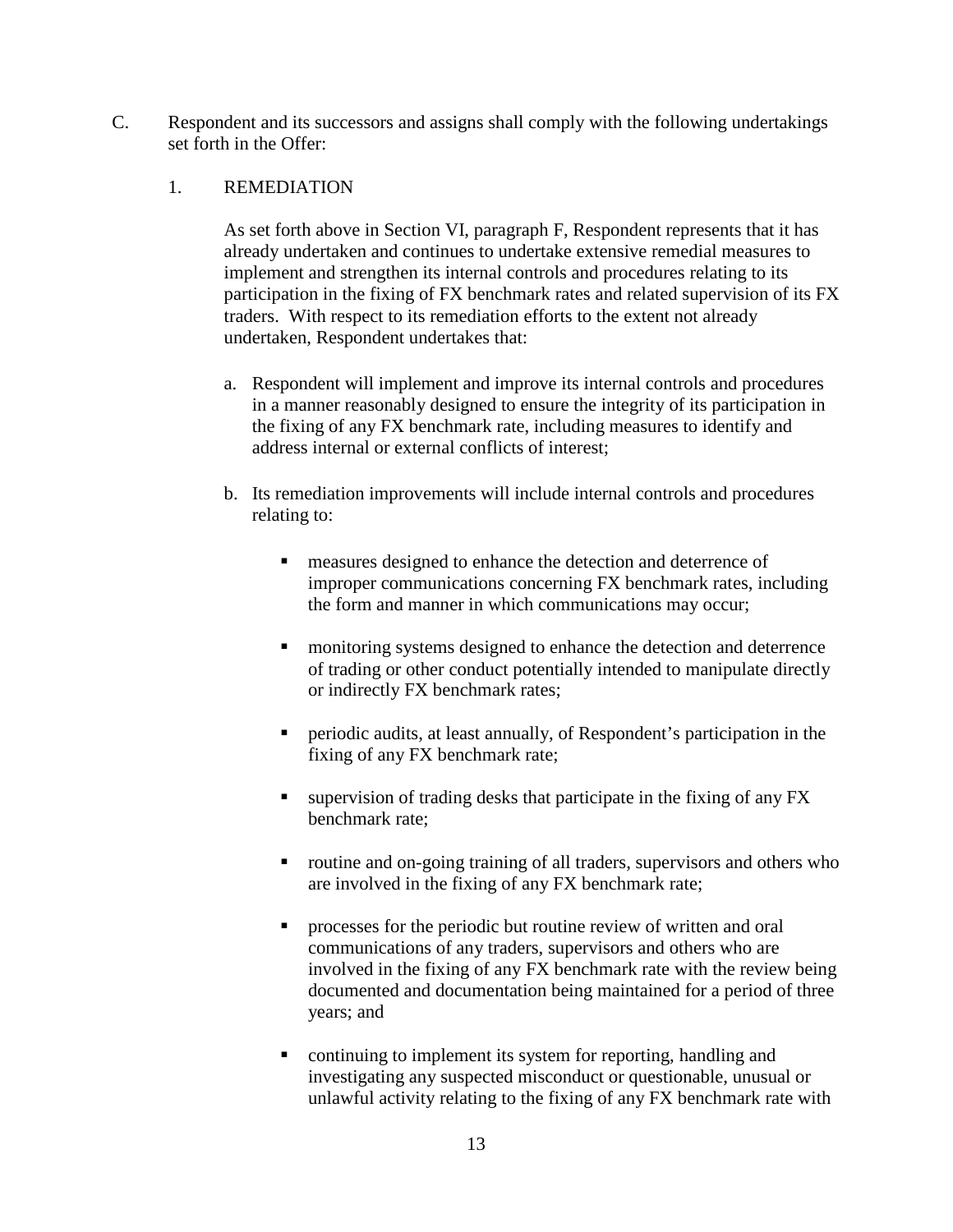C. Respondent and its successors and assigns shall comply with the following undertakings set forth in the Offer:

1. REMEDIATION

As set forth above in Section VI, paragraph F, Respondent represents that it has already undertaken and continues to undertake extensive remedial measures to implement and strengthen its internal controls and procedures relating to its participation in the fixing of FX benchmark rates and related supervision of its FX traders. With respect to its remediation efforts to the extent not already undertaken, Respondent undertakes that:

a. Respondent will implement and improve its internal controls and procedures in a manner reasonably designed to ensure the integrity of its participation in the fixing of any FX benchmark rate, including measures to identify and address internal or external conflicts of interest;

b. Its remediation improvements will include internal controls and procedures relating to:

- measures designed to enhance the detection and deterrence of improper communications concerning FX benchmark rates, including the form and manner in which communications may occur;
- monitoring systems designed to enhance the detection and deterrence of trading or other conduct potentially intended to manipulate directly or indirectly FX benchmark rates;
- periodic audits, at least annually, of Respondent's participation in the fixing of any FX benchmark rate;
- supervision of trading desks that participate in the fixing of any FX benchmark rate;
- routine and on-going training of all traders, supervisors and others who are involved in the fixing of any FX benchmark rate;
- processes for the periodic but routine review of written and oral communications of any traders, supervisors and others who are involved in the fixing of any FX benchmark rate with the review being documented and documentation being maintained for a period of three years; and
- continuing to implement its system for reporting, handling and investigating any suspected misconduct or questionable, unusual or unlawful activity relating to the fixing of any FX benchmark rate with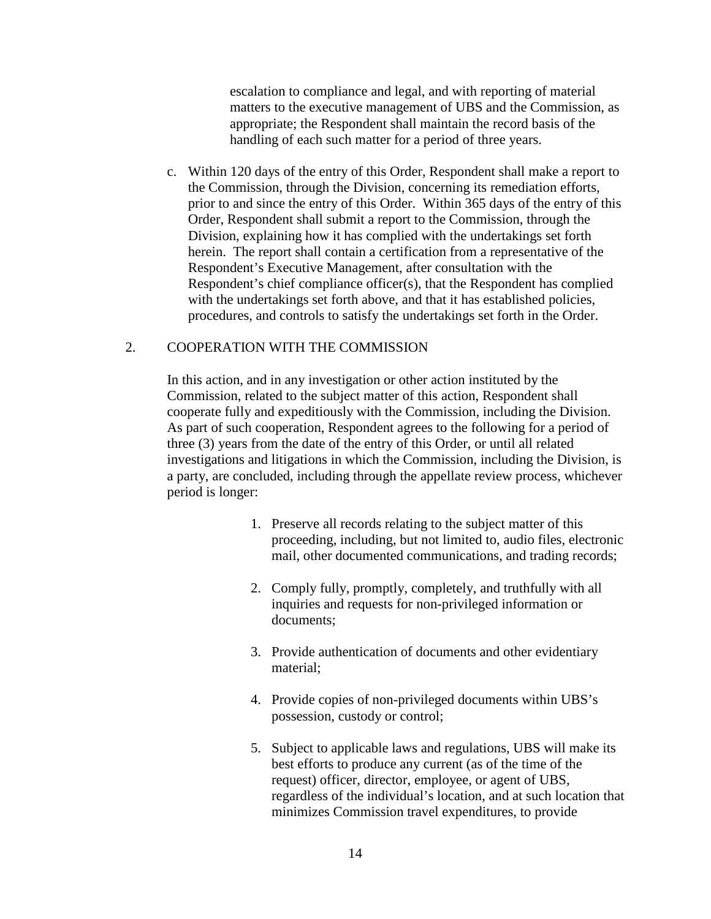escalation to compliance and legal, and with reporting of material matters to the executive management of UBS and the Commission, as appropriate; the Respondent shall maintain the record basis of the handling of each such matter for a period of three years.

c. Within 120 days of the entry of this Order, Respondent shall make a report to the Commission, through the Division, concerning its remediation efforts, prior to and since the entry of this Order. Within 365 days of the entry of this Order, Respondent shall submit a report to the Commission, through the Division, explaining how it has complied with the undertakings set forth herein. The report shall contain a certification from a representative of the Respondent's Executive Management, after consultation with the Respondent's chief compliance officer(s), that the Respondent has complied with the undertakings set forth above, and that it has established policies, procedures, and controls to satisfy the undertakings set forth in the Order.

2. COOPERATION WITH THE COMMISSION

In this action, and in any investigation or other action instituted by the Commission, related to the subject matter of this action, Respondent shall cooperate fully and expeditiously with the Commission, including the Division. As part of such cooperation, Respondent agrees to the following for a period of three (3) years from the date of the entry of this Order, or until all related investigations and litigations in which the Commission, including the Division, is a party, are concluded, including through the appellate review process, whichever period is longer:

1. Preserve all records relating to the subject matter of this proceeding, including, but not limited to, audio files, electronic mail, other documented communications, and trading records;

2. Comply fully, promptly, completely, and truthfully with all inquiries and requests for non-privileged information or documents;

3. Provide authentication of documents and other evidentiary material;

4. Provide copies of non-privileged documents within UBS's possession, custody or control;

5. Subject to applicable laws and regulations, UBS will make its best efforts to produce any current (as of the time of the request) officer, director, employee, or agent of UBS, regardless of the individual's location, and at such location that minimizes Commission travel expenditures, to provide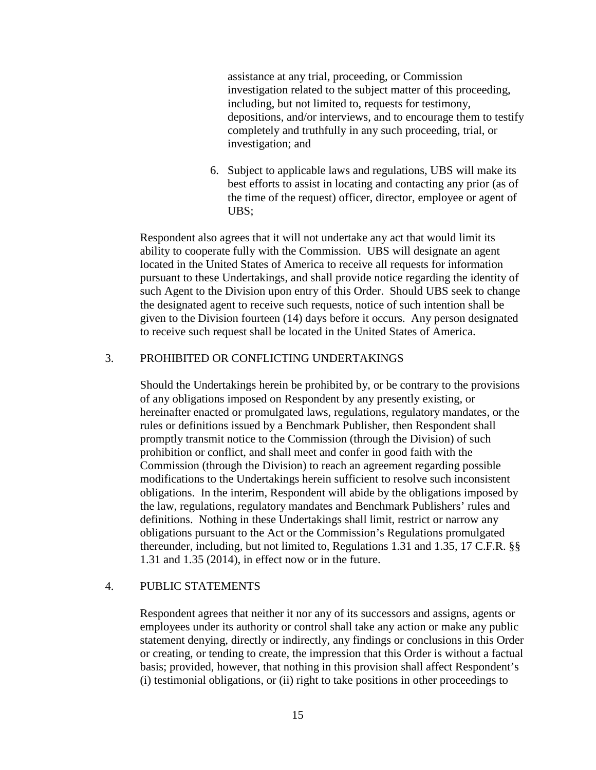assistance at any trial, proceeding, or Commission investigation related to the subject matter of this proceeding, including, but not limited to, requests for testimony, depositions, and/or interviews, and to encourage them to testify completely and truthfully in any such proceeding, trial, or investigation; and

6. Subject to applicable laws and regulations, UBS will make its best efforts to assist in locating and contacting any prior (as of the time of the request) officer, director, employee or agent of UBS;

Respondent also agrees that it will not undertake any act that would limit its ability to cooperate fully with the Commission. UBS will designate an agent located in the United States of America to receive all requests for information pursuant to these Undertakings, and shall provide notice regarding the identity of such Agent to the Division upon entry of this Order. Should UBS seek to change the designated agent to receive such requests, notice of such intention shall be given to the Division fourteen (14) days before it occurs. Any person designated to receive such request shall be located in the United States of America.

3. PROHIBITED OR CONFLICTING UNDERTAKINGS

Should the Undertakings herein be prohibited by, or be contrary to the provisions of any obligations imposed on Respondent by any presently existing, or hereinafter enacted or promulgated laws, regulations, regulatory mandates, or the rules or definitions issued by a Benchmark Publisher, then Respondent shall promptly transmit notice to the Commission (through the Division) of such prohibition or conflict, and shall meet and confer in good faith with the Commission (through the Division) to reach an agreement regarding possible modifications to the Undertakings herein sufficient to resolve such inconsistent obligations. In the interim, Respondent will abide by the obligations imposed by the law, regulations, regulatory mandates and Benchmark Publishers' rules and definitions. Nothing in these Undertakings shall limit, restrict or narrow any obligations pursuant to the Act or the Commission's Regulations promulgated thereunder, including, but not limited to, Regulations 1.31 and 1.35, 17 C.F.R. §§ 1.31 and 1.35 (2014), in effect now or in the future.

4. PUBLIC STATEMENTS

Respondent agrees that neither it nor any of its successors and assigns, agents or employees under its authority or control shall take any action or make any public statement denying, directly or indirectly, any findings or conclusions in this Order or creating, or tending to create, the impression that this Order is without a factual basis; provided, however, that nothing in this provision shall affect Respondent's (i) testimonial obligations, or (ii) right to take positions in other proceedings to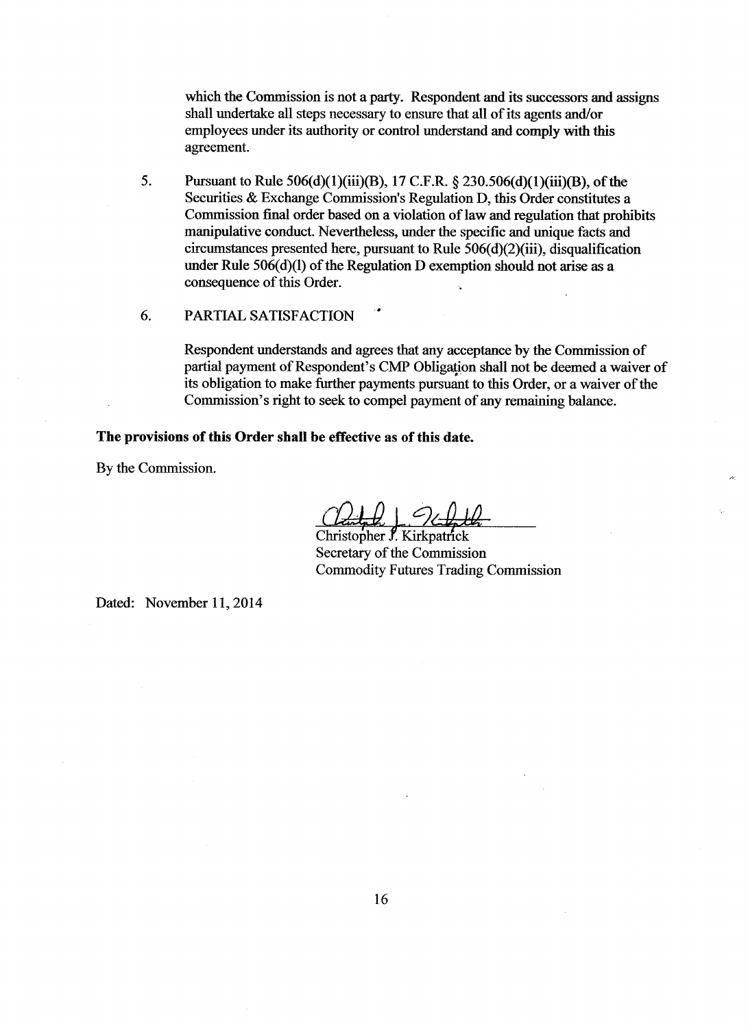which the Commission is not a party. Respondent and its successors and assigns shall undertake all steps necessary to ensure that all of its agents and/or employees under its authority or control understand and comply with this agreement.

5. Pursuant to Rule 506(d)(1)(iii)(B), 17 C.F.R. § 230.506(d)(1)(iii)(B), of the Securities & Exchange Commission's Regulation D, this Order constitutes a Commission final order based on a violation of law and regulation that prohibits manipulative conduct. Nevertheless, under the specific and unique facts and circumstances presented here, pursuant to Rule 506(d)(2)(iii), disqualification under Rule 506(d)(l) of the Regulation D exemption should not arise as a consequence of this Order.

6. PARTIAL SATISFACTION

   Respondent understands and agrees that any acceptance by the Commission of partial payment of Respondent's CMP Obligation shall not be deemed a waiver of its obligation to make further payments pursuant to this Order, or a waiver of the Commission's right to seek to compel payment of any remaining balance.

**The provisions of this Order shall be effective as of this date.**

By the Commission.

Christopher J. Kirkpatrick
Secretary of the Commission
Commodity Futures Trading Commission

Dated: November 11, 2014